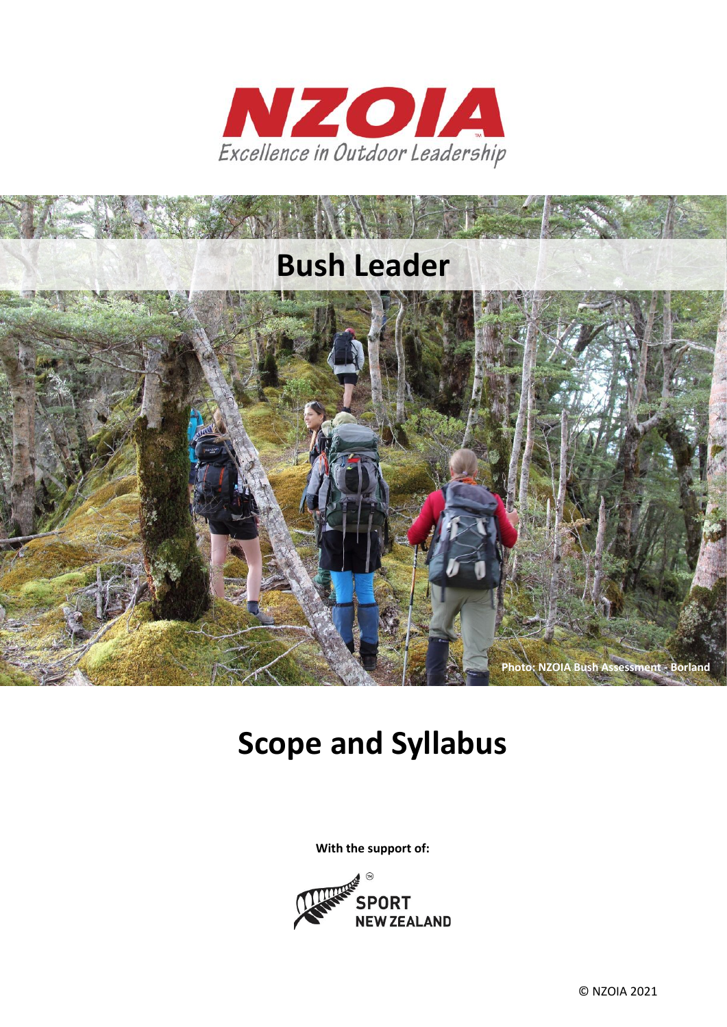NZOIA

Excellence in Outdoor Leadership

# Bush Leader

Photo: NZOIA Bush Assessment - Borland

# Scope and Syllabus

**With the support of:**

SPORT NEW ZEALAND

© NZOIA 2021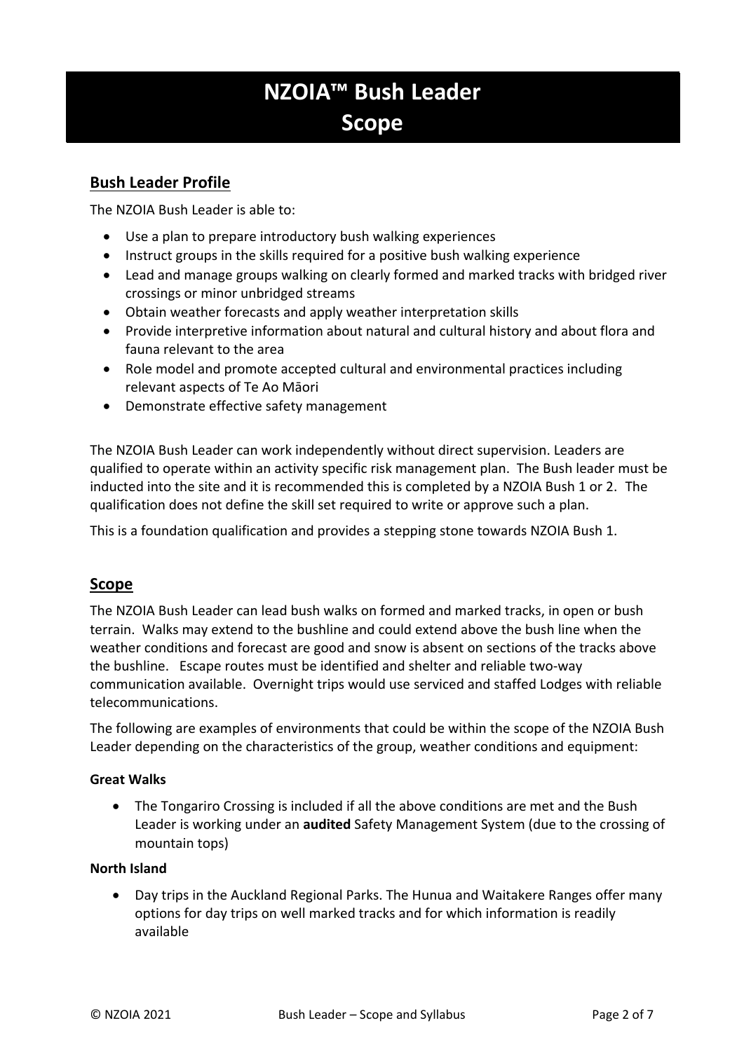# NZOIA™ Bush Leader
# Scope

## Bush Leader Profile

The NZOIA Bush Leader is able to:

- Use a plan to prepare introductory bush walking experiences
- Instruct groups in the skills required for a positive bush walking experience
- Lead and manage groups walking on clearly formed and marked tracks with bridged river crossings or minor unbridged streams
- Obtain weather forecasts and apply weather interpretation skills
- Provide interpretive information about natural and cultural history and about flora and fauna relevant to the area
- Role model and promote accepted cultural and environmental practices including relevant aspects of Te Ao Māori
- Demonstrate effective safety management

The NZOIA Bush Leader can work independently without direct supervision. Leaders are qualified to operate within an activity specific risk management plan. The Bush leader must be inducted into the site and it is recommended this is completed by a NZOIA Bush 1 or 2. The qualification does not define the skill set required to write or approve such a plan.

This is a foundation qualification and provides a stepping stone towards NZOIA Bush 1.

## Scope

The NZOIA Bush Leader can lead bush walks on formed and marked tracks, in open or bush terrain. Walks may extend to the bushline and could extend above the bush line when the weather conditions and forecast are good and snow is absent on sections of the tracks above the bushline. Escape routes must be identified and shelter and reliable two-way communication available. Overnight trips would use serviced and staffed Lodges with reliable telecommunications.

The following are examples of environments that could be within the scope of the NZOIA Bush Leader depending on the characteristics of the group, weather conditions and equipment:

**Great Walks**

- The Tongariro Crossing is included if all the above conditions are met and the Bush Leader is working under an **audited** Safety Management System (due to the crossing of mountain tops)

**North Island**

- Day trips in the Auckland Regional Parks. The Hunua and Waitakere Ranges offer many options for day trips on well marked tracks and for which information is readily available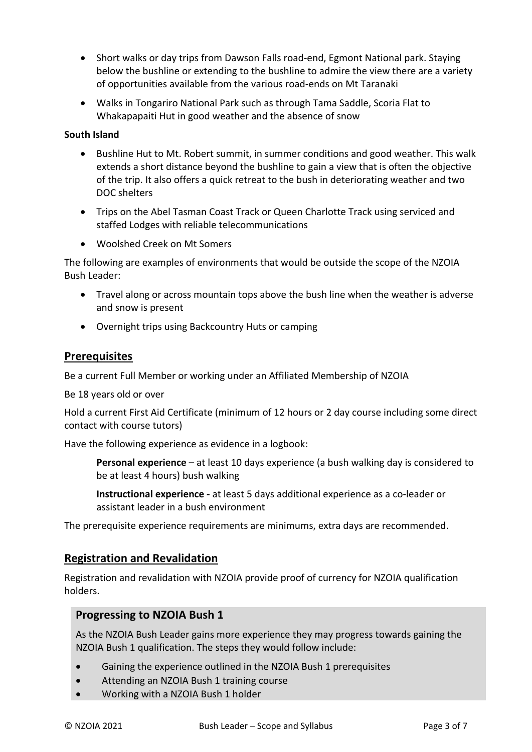- Short walks or day trips from Dawson Falls road-end, Egmont National park. Staying below the bushline or extending to the bushline to admire the view there are a variety of opportunities available from the various road-ends on Mt Taranaki
- Walks in Tongariro National Park such as through Tama Saddle, Scoria Flat to Whakapapaiti Hut in good weather and the absence of snow

**South Island**

- Bushline Hut to Mt. Robert summit, in summer conditions and good weather. This walk extends a short distance beyond the bushline to gain a view that is often the objective of the trip. It also offers a quick retreat to the bush in deteriorating weather and two DOC shelters
- Trips on the Abel Tasman Coast Track or Queen Charlotte Track using serviced and staffed Lodges with reliable telecommunications
- Woolshed Creek on Mt Somers

The following are examples of environments that would be outside the scope of the NZOIA Bush Leader:

- Travel along or across mountain tops above the bush line when the weather is adverse and snow is present
- Overnight trips using Backcountry Huts or camping

## Prerequisites

Be a current Full Member or working under an Affiliated Membership of NZOIA

Be 18 years old or over

Hold a current First Aid Certificate (minimum of 12 hours or 2 day course including some direct contact with course tutors)

Have the following experience as evidence in a logbook:

> **Personal experience** – at least 10 days experience (a bush walking day is considered to be at least 4 hours) bush walking
>
> **Instructional experience -** at least 5 days additional experience as a co-leader or assistant leader in a bush environment

The prerequisite experience requirements are minimums, extra days are recommended.

## Registration and Revalidation

Registration and revalidation with NZOIA provide proof of currency for NZOIA qualification holders.

### Progressing to NZOIA Bush 1

As the NZOIA Bush Leader gains more experience they may progress towards gaining the NZOIA Bush 1 qualification. The steps they would follow include:

- Gaining the experience outlined in the NZOIA Bush 1 prerequisites
- Attending an NZOIA Bush 1 training course
- Working with a NZOIA Bush 1 holder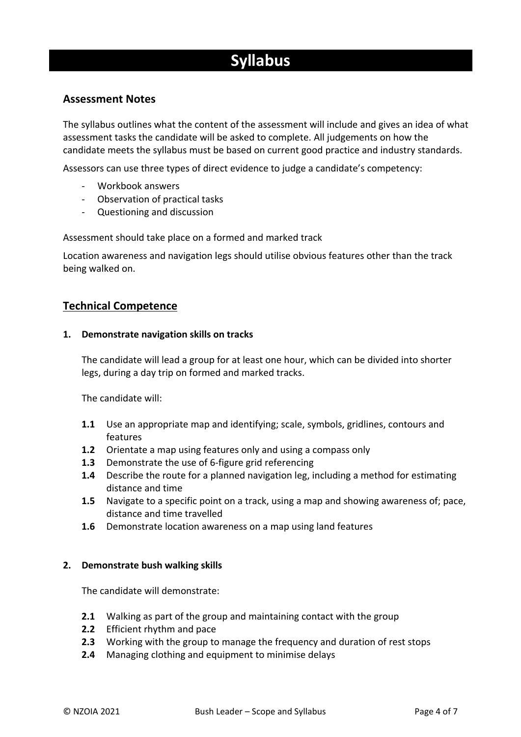# Syllabus

## Assessment Notes

The syllabus outlines what the content of the assessment will include and gives an idea of what assessment tasks the candidate will be asked to complete. All judgements on how the candidate meets the syllabus must be based on current good practice and industry standards.

Assessors can use three types of direct evidence to judge a candidate's competency:

- Workbook answers
- Observation of practical tasks
- Questioning and discussion

Assessment should take place on a formed and marked track

Location awareness and navigation legs should utilise obvious features other than the track being walked on.

## Technical Competence

**1. Demonstrate navigation skills on tracks**

The candidate will lead a group for at least one hour, which can be divided into shorter legs, during a day trip on formed and marked tracks.

The candidate will:

- **1.1** Use an appropriate map and identifying; scale, symbols, gridlines, contours and features
- **1.2** Orientate a map using features only and using a compass only
- **1.3** Demonstrate the use of 6-figure grid referencing
- **1.4** Describe the route for a planned navigation leg, including a method for estimating distance and time
- **1.5** Navigate to a specific point on a track, using a map and showing awareness of; pace, distance and time travelled
- **1.6** Demonstrate location awareness on a map using land features

**2. Demonstrate bush walking skills**

The candidate will demonstrate:

- **2.1** Walking as part of the group and maintaining contact with the group
- **2.2** Efficient rhythm and pace
- **2.3** Working with the group to manage the frequency and duration of rest stops
- **2.4** Managing clothing and equipment to minimise delays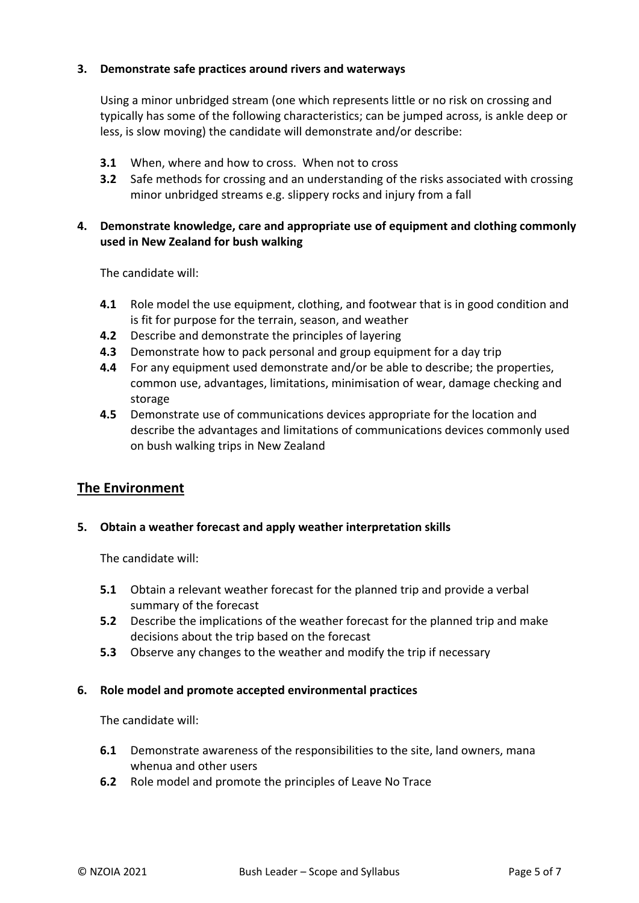**3. Demonstrate safe practices around rivers and waterways**

Using a minor unbridged stream (one which represents little or no risk on crossing and typically has some of the following characteristics; can be jumped across, is ankle deep or less, is slow moving) the candidate will demonstrate and/or describe:

- **3.1** When, where and how to cross. When not to cross
- **3.2** Safe methods for crossing and an understanding of the risks associated with crossing minor unbridged streams e.g. slippery rocks and injury from a fall

**4. Demonstrate knowledge, care and appropriate use of equipment and clothing commonly used in New Zealand for bush walking**

The candidate will:

- **4.1** Role model the use equipment, clothing, and footwear that is in good condition and is fit for purpose for the terrain, season, and weather
- **4.2** Describe and demonstrate the principles of layering
- **4.3** Demonstrate how to pack personal and group equipment for a day trip
- **4.4** For any equipment used demonstrate and/or be able to describe; the properties, common use, advantages, limitations, minimisation of wear, damage checking and storage
- **4.5** Demonstrate use of communications devices appropriate for the location and describe the advantages and limitations of communications devices commonly used on bush walking trips in New Zealand

## The Environment

**5. Obtain a weather forecast and apply weather interpretation skills**

The candidate will:

- **5.1** Obtain a relevant weather forecast for the planned trip and provide a verbal summary of the forecast
- **5.2** Describe the implications of the weather forecast for the planned trip and make decisions about the trip based on the forecast
- **5.3** Observe any changes to the weather and modify the trip if necessary

**6. Role model and promote accepted environmental practices**

The candidate will:

- **6.1** Demonstrate awareness of the responsibilities to the site, land owners, mana whenua and other users
- **6.2** Role model and promote the principles of Leave No Trace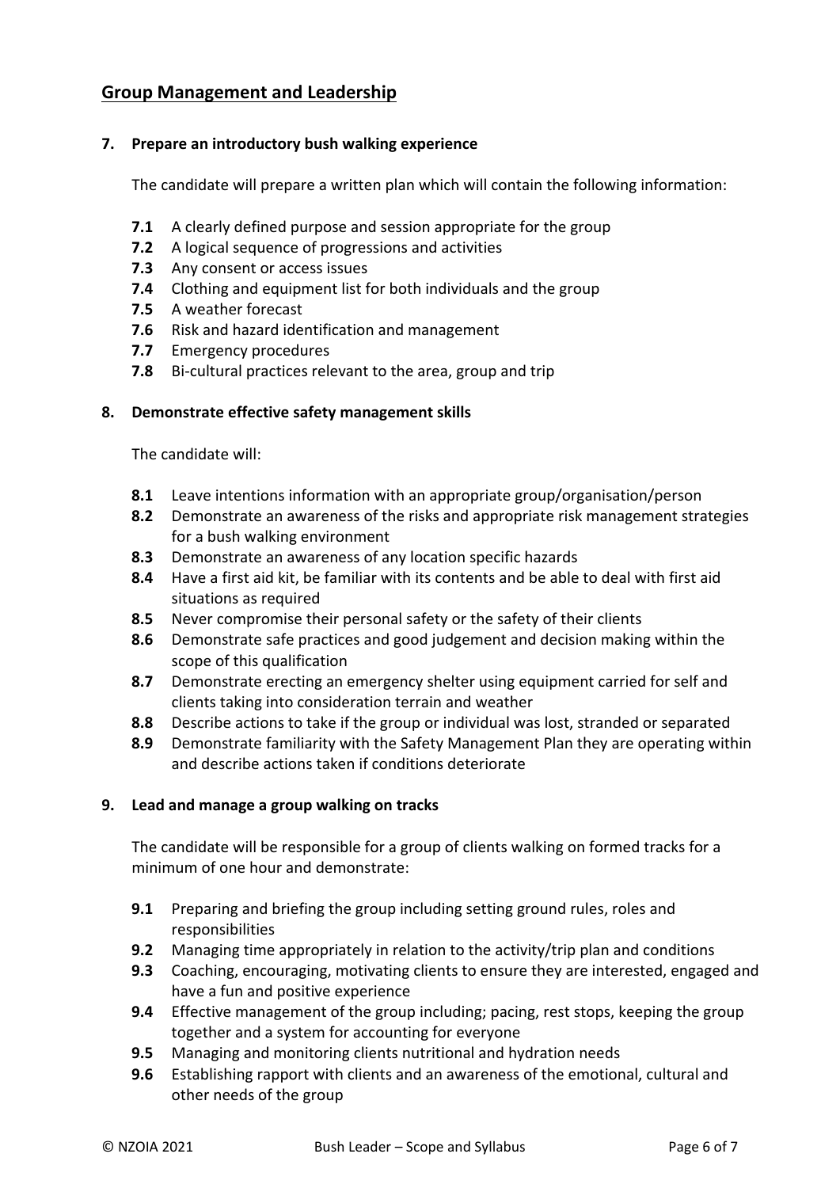## Group Management and Leadership

### 7. Prepare an introductory bush walking experience

The candidate will prepare a written plan which will contain the following information:

- **7.1** A clearly defined purpose and session appropriate for the group
- **7.2** A logical sequence of progressions and activities
- **7.3** Any consent or access issues
- **7.4** Clothing and equipment list for both individuals and the group
- **7.5** A weather forecast
- **7.6** Risk and hazard identification and management
- **7.7** Emergency procedures
- **7.8** Bi-cultural practices relevant to the area, group and trip

### 8. Demonstrate effective safety management skills

The candidate will:

- **8.1** Leave intentions information with an appropriate group/organisation/person
- **8.2** Demonstrate an awareness of the risks and appropriate risk management strategies for a bush walking environment
- **8.3** Demonstrate an awareness of any location specific hazards
- **8.4** Have a first aid kit, be familiar with its contents and be able to deal with first aid situations as required
- **8.5** Never compromise their personal safety or the safety of their clients
- **8.6** Demonstrate safe practices and good judgement and decision making within the scope of this qualification
- **8.7** Demonstrate erecting an emergency shelter using equipment carried for self and clients taking into consideration terrain and weather
- **8.8** Describe actions to take if the group or individual was lost, stranded or separated
- **8.9** Demonstrate familiarity with the Safety Management Plan they are operating within and describe actions taken if conditions deteriorate

### 9. Lead and manage a group walking on tracks

The candidate will be responsible for a group of clients walking on formed tracks for a minimum of one hour and demonstrate:

- **9.1** Preparing and briefing the group including setting ground rules, roles and responsibilities
- **9.2** Managing time appropriately in relation to the activity/trip plan and conditions
- **9.3** Coaching, encouraging, motivating clients to ensure they are interested, engaged and have a fun and positive experience
- **9.4** Effective management of the group including; pacing, rest stops, keeping the group together and a system for accounting for everyone
- **9.5** Managing and monitoring clients nutritional and hydration needs
- **9.6** Establishing rapport with clients and an awareness of the emotional, cultural and other needs of the group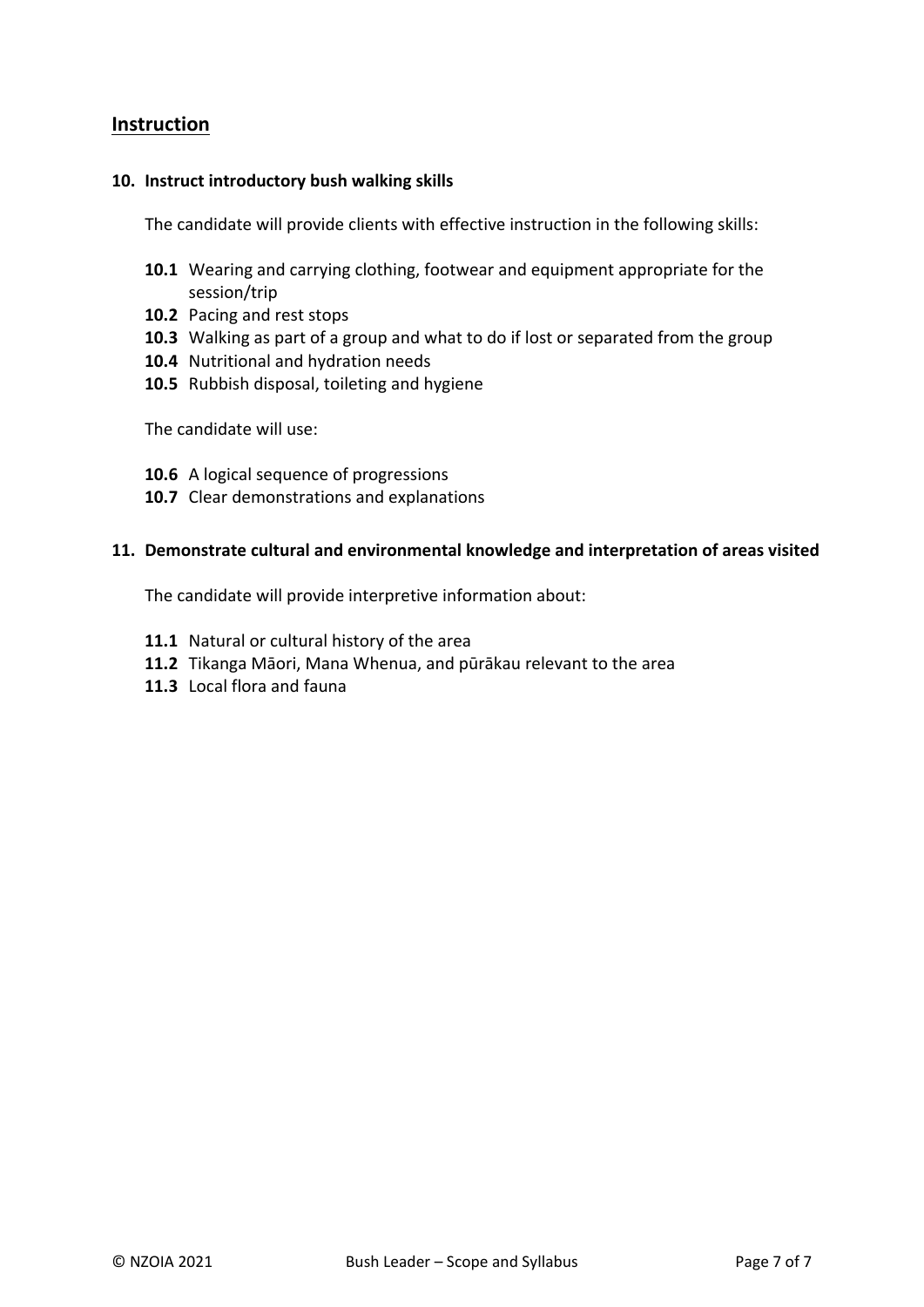## Instruction

### 10. Instruct introductory bush walking skills

The candidate will provide clients with effective instruction in the following skills:

- **10.1** Wearing and carrying clothing, footwear and equipment appropriate for the session/trip
- **10.2** Pacing and rest stops
- **10.3** Walking as part of a group and what to do if lost or separated from the group
- **10.4** Nutritional and hydration needs
- **10.5** Rubbish disposal, toileting and hygiene

The candidate will use:

- **10.6** A logical sequence of progressions
- **10.7** Clear demonstrations and explanations

### 11. Demonstrate cultural and environmental knowledge and interpretation of areas visited

The candidate will provide interpretive information about:

- **11.1** Natural or cultural history of the area
- **11.2** Tikanga Māori, Mana Whenua, and pūrākau relevant to the area
- **11.3** Local flora and fauna